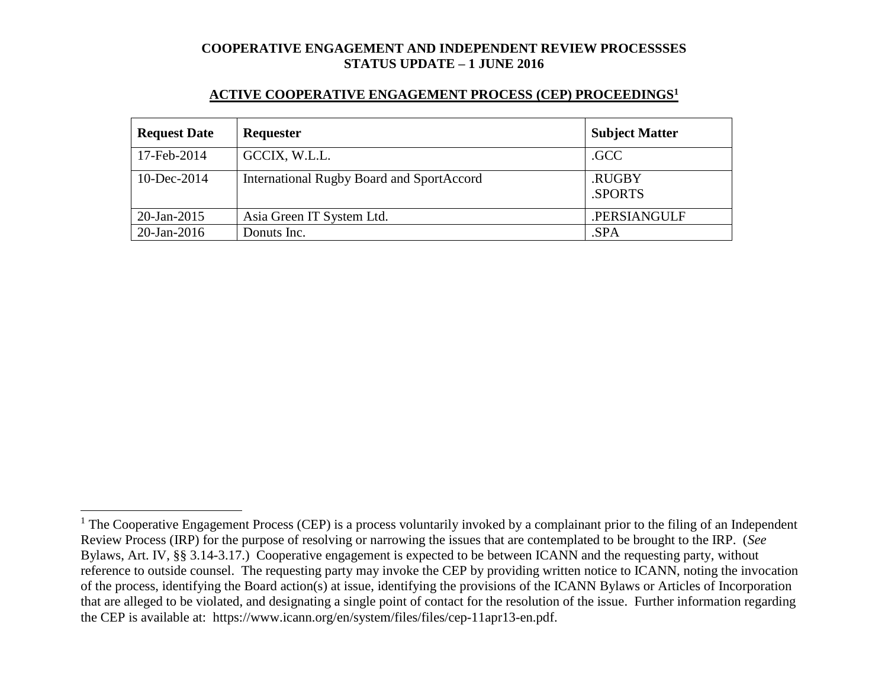**COOPERATIVE ENGAGEMENT AND INDEPENDENT REVIEW PROCESSSES**
**STATUS UPDATE – 1 JUNE 2016**

## ACTIVE COOPERATIVE ENGAGEMENT PROCESS (CEP) PROCEEDINGS[1]

| Request Date | Requester | Subject Matter |
|---|---|---|
| 17-Feb-2014 | GCCIX, W.L.L. | .GCC |
| 10-Dec-2014 | International Rugby Board and SportAccord | .RUGBY<br>.SPORTS |
| 20-Jan-2015 | Asia Green IT System Ltd. | .PERSIANGULF |
| 20-Jan-2016 | Donuts Inc. | .SPA |

---

[1] The Cooperative Engagement Process (CEP) is a process voluntarily invoked by a complainant prior to the filing of an Independent Review Process (IRP) for the purpose of resolving or narrowing the issues that are contemplated to be brought to the IRP. (*See* Bylaws, Art. IV, §§ 3.14-3.17.) Cooperative engagement is expected to be between ICANN and the requesting party, without reference to outside counsel. The requesting party may invoke the CEP by providing written notice to ICANN, noting the invocation of the process, identifying the Board action(s) at issue, identifying the provisions of the ICANN Bylaws or Articles of Incorporation that are alleged to be violated, and designating a single point of contact for the resolution of the issue. Further information regarding the CEP is available at: https://www.icann.org/en/system/files/files/cep-11apr13-en.pdf.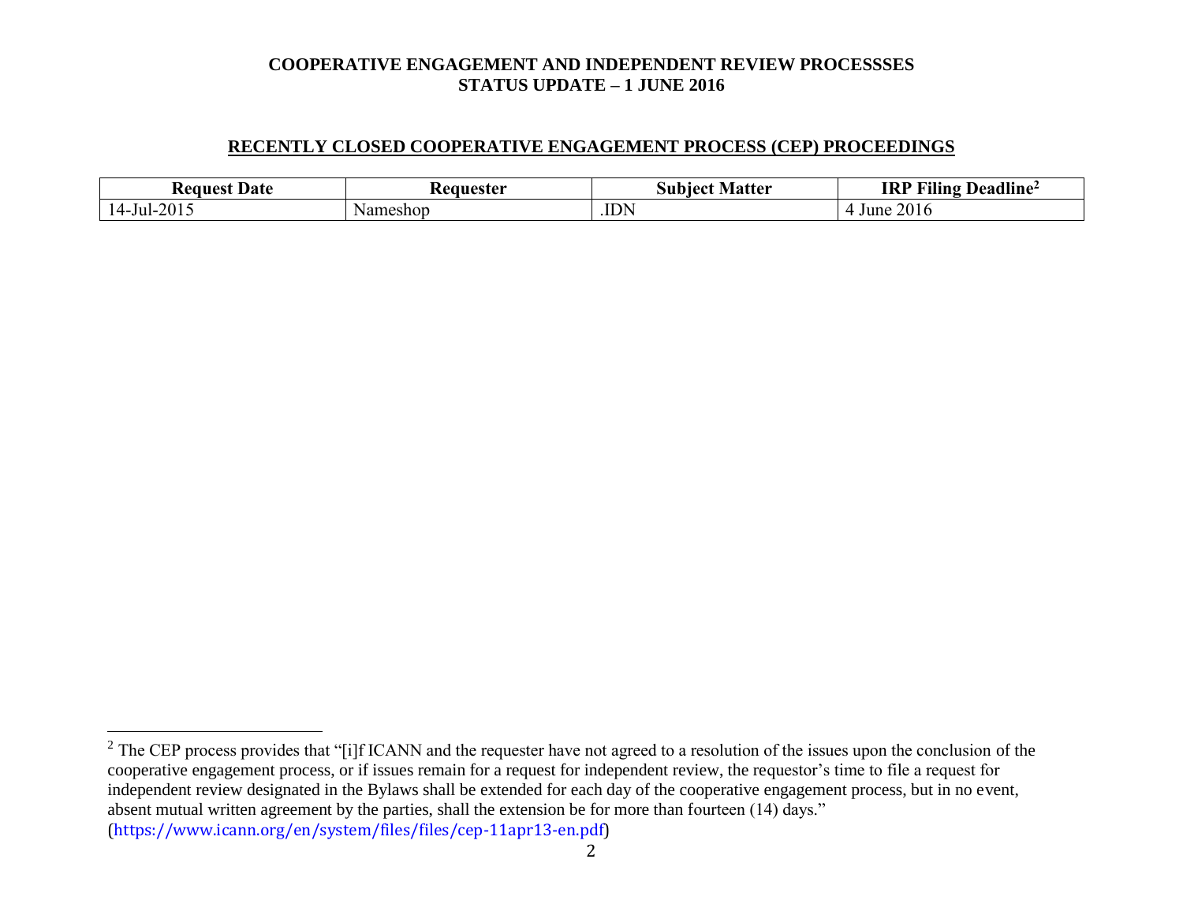# COOPERATIVE ENGAGEMENT AND INDEPENDENT REVIEW PROCESSSES
# STATUS UPDATE – 1 JUNE 2016

## RECENTLY CLOSED COOPERATIVE ENGAGEMENT PROCESS (CEP) PROCEEDINGS

| Request Date | Requester | Subject Matter | IRP Filing Deadline[2] |
|---|---|---|---|
| 14-Jul-2015 | Nameshop | .IDN | 4 June 2016 |

[2] The CEP process provides that "[i]f ICANN and the requester have not agreed to a resolution of the issues upon the conclusion of the cooperative engagement process, or if issues remain for a request for independent review, the requestor's time to file a request for independent review designated in the Bylaws shall be extended for each day of the cooperative engagement process, but in no event, absent mutual written agreement by the parties, shall the extension be for more than fourteen (14) days." (https://www.icann.org/en/system/files/files/cep-11apr13-en.pdf)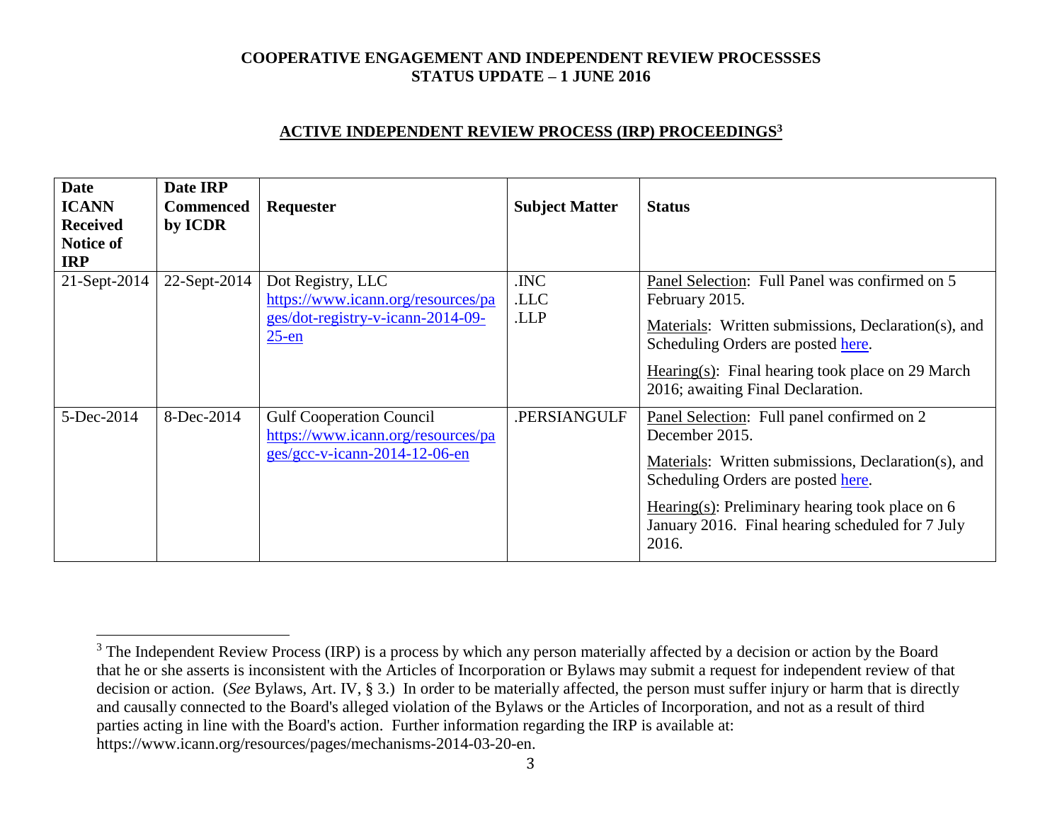**COOPERATIVE ENGAGEMENT AND INDEPENDENT REVIEW PROCESSSES**
**STATUS UPDATE – 1 JUNE 2016**

## ACTIVE INDEPENDENT REVIEW PROCESS (IRP) PROCEEDINGS[3]

| Date ICANN Received Notice of IRP | Date IRP Commenced by ICDR | Requester | Subject Matter | Status |
|---|---|---|---|---|
| 21-Sept-2014 | 22-Sept-2014 | Dot Registry, LLC https://www.icann.org/resources/pages/dot-registry-v-icann-2014-09-25-en | .INC .LLC .LLP | Panel Selection: Full Panel was confirmed on 5 February 2015. Materials: Written submissions, Declaration(s), and Scheduling Orders are posted here. Hearing(s): Final hearing took place on 29 March 2016; awaiting Final Declaration. |
| 5-Dec-2014 | 8-Dec-2014 | Gulf Cooperation Council https://www.icann.org/resources/pages/gcc-v-icann-2014-12-06-en | .PERSIANGULF | Panel Selection: Full panel confirmed on 2 December 2015. Materials: Written submissions, Declaration(s), and Scheduling Orders are posted here. Hearing(s): Preliminary hearing took place on 6 January 2016. Final hearing scheduled for 7 July 2016. |

[3] The Independent Review Process (IRP) is a process by which any person materially affected by a decision or action by the Board that he or she asserts is inconsistent with the Articles of Incorporation or Bylaws may submit a request for independent review of that decision or action. (*See* Bylaws, Art. IV, § 3.) In order to be materially affected, the person must suffer injury or harm that is directly and causally connected to the Board's alleged violation of the Bylaws or the Articles of Incorporation, and not as a result of third parties acting in line with the Board's action. Further information regarding the IRP is available at: https://www.icann.org/resources/pages/mechanisms-2014-03-20-en.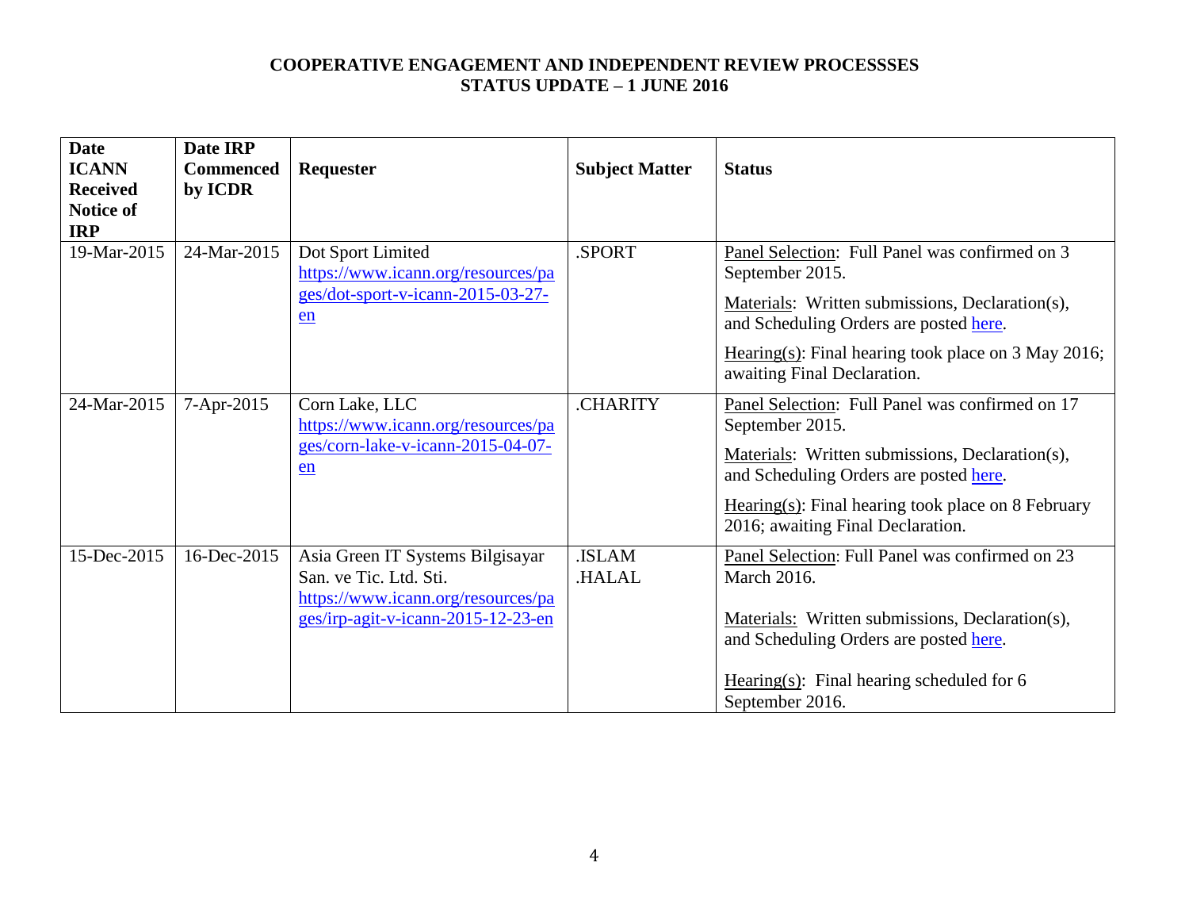**COOPERATIVE ENGAGEMENT AND INDEPENDENT REVIEW PROCESSSES**
**STATUS UPDATE – 1 JUNE 2016**

| Date ICANN Received Notice of IRP | Date IRP Commenced by ICDR | Requester | Subject Matter | Status |
|---|---|---|---|---|
| 19-Mar-2015 | 24-Mar-2015 | Dot Sport Limited https://www.icann.org/resources/pages/dot-sport-v-icann-2015-03-27-en | .SPORT | Panel Selection: Full Panel was confirmed on 3 September 2015. Materials: Written submissions, Declaration(s), and Scheduling Orders are posted here. Hearing(s): Final hearing took place on 3 May 2016; awaiting Final Declaration. |
| 24-Mar-2015 | 7-Apr-2015 | Corn Lake, LLC https://www.icann.org/resources/pages/corn-lake-v-icann-2015-04-07-en | .CHARITY | Panel Selection: Full Panel was confirmed on 17 September 2015. Materials: Written submissions, Declaration(s), and Scheduling Orders are posted here. Hearing(s): Final hearing took place on 8 February 2016; awaiting Final Declaration. |
| 15-Dec-2015 | 16-Dec-2015 | Asia Green IT Systems Bilgisayar San. ve Tic. Ltd. Sti. https://www.icann.org/resources/pages/irp-agit-v-icann-2015-12-23-en | .ISLAM .HALAL | Panel Selection: Full Panel was confirmed on 23 March 2016. Materials: Written submissions, Declaration(s), and Scheduling Orders are posted here. Hearing(s): Final hearing scheduled for 6 September 2016. |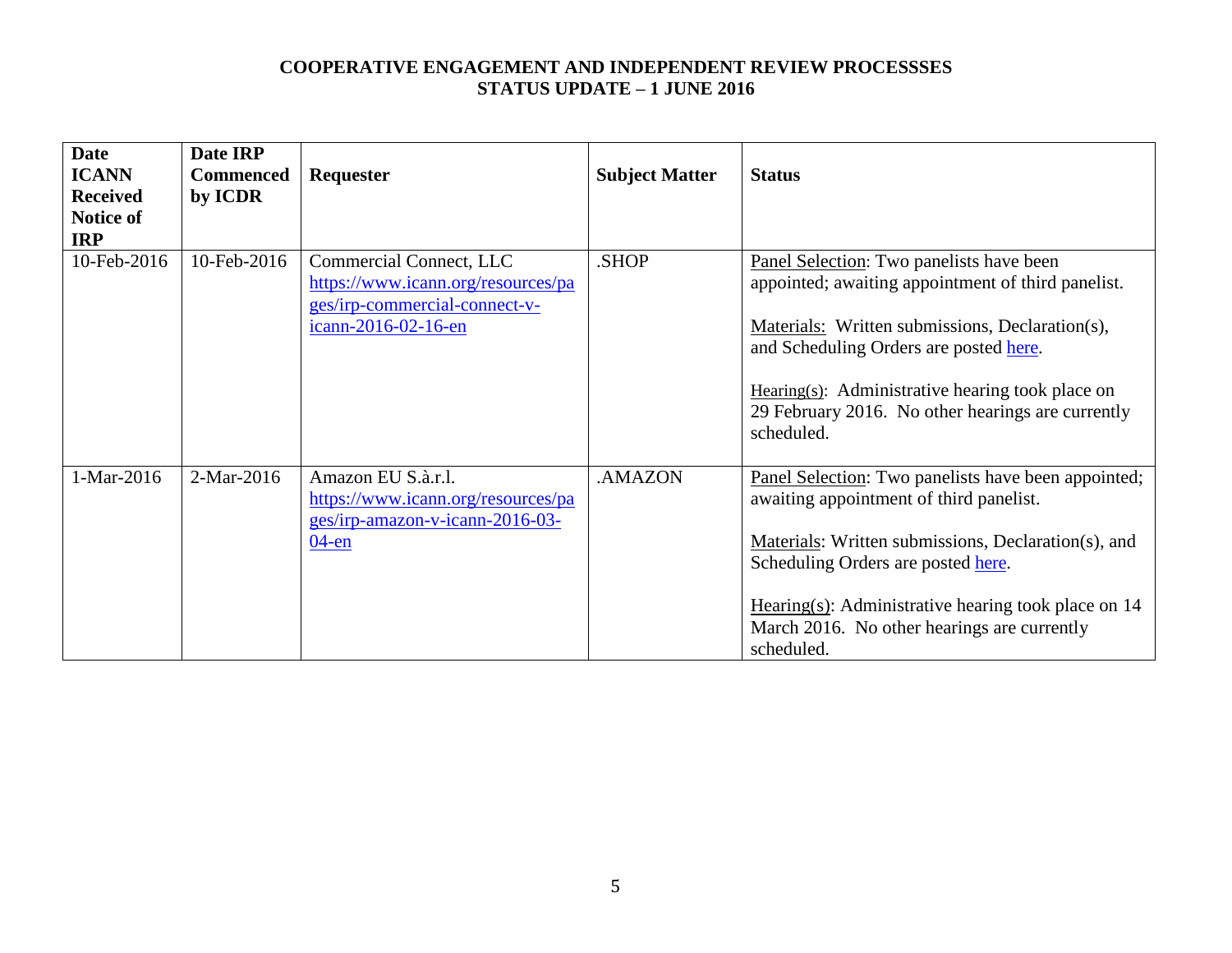**COOPERATIVE ENGAGEMENT AND INDEPENDENT REVIEW PROCESSSES**
**STATUS UPDATE – 1 JUNE 2016**

| Date ICANN Received Notice of IRP | Date IRP Commenced by ICDR | Requester | Subject Matter | Status |
|---|---|---|---|---|
| 10-Feb-2016 | 10-Feb-2016 | Commercial Connect, LLC https://www.icann.org/resources/pages/irp-commercial-connect-v-icann-2016-02-16-en | .SHOP | Panel Selection: Two panelists have been appointed; awaiting appointment of third panelist.<br><br>Materials: Written submissions, Declaration(s), and Scheduling Orders are posted here.<br><br>Hearing(s): Administrative hearing took place on 29 February 2016. No other hearings are currently scheduled. |
| 1-Mar-2016 | 2-Mar-2016 | Amazon EU S.à.r.l. https://www.icann.org/resources/pages/irp-amazon-v-icann-2016-03-04-en | .AMAZON | Panel Selection: Two panelists have been appointed; awaiting appointment of third panelist.<br><br>Materials: Written submissions, Declaration(s), and Scheduling Orders are posted here.<br><br>Hearing(s): Administrative hearing took place on 14 March 2016. No other hearings are currently scheduled. |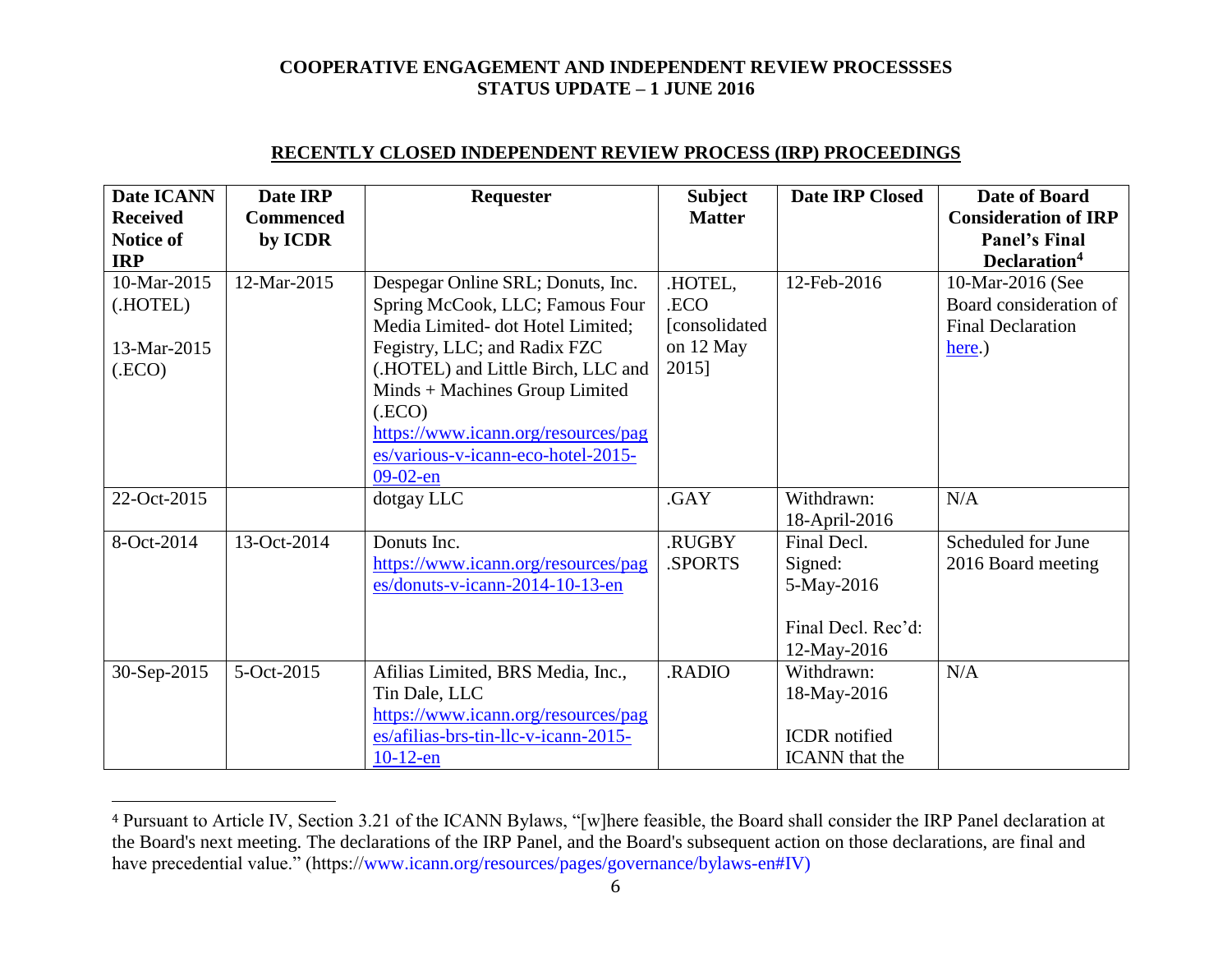**COOPERATIVE ENGAGEMENT AND INDEPENDENT REVIEW PROCESSSES**
**STATUS UPDATE – 1 JUNE 2016**

## RECENTLY CLOSED INDEPENDENT REVIEW PROCESS (IRP) PROCEEDINGS

| Date ICANN Received Notice of IRP | Date IRP Commenced by ICDR | Requester | Subject Matter | Date IRP Closed | Date of Board Consideration of IRP Panel's Final Declaration[4] |
|---|---|---|---|---|---|
| 10-Mar-2015 (.HOTEL)<br><br>13-Mar-2015 (.ECO) | 12-Mar-2015 | Despegar Online SRL; Donuts, Inc. Spring McCook, LLC; Famous Four Media Limited- dot Hotel Limited; Fegistry, LLC; and Radix FZC (.HOTEL) and Little Birch, LLC and Minds + Machines Group Limited (.ECO) https://www.icann.org/resources/pages/various-v-icann-eco-hotel-2015-09-02-en | .HOTEL, .ECO [consolidated on 12 May 2015] | 12-Feb-2016 | 10-Mar-2016 (See Board consideration of Final Declaration here.) |
| 22-Oct-2015 | | dotgay LLC | .GAY | Withdrawn: 18-April-2016 | N/A |
| 8-Oct-2014 | 13-Oct-2014 | Donuts Inc. https://www.icann.org/resources/pages/donuts-v-icann-2014-10-13-en | .RUGBY .SPORTS | Final Decl. Signed: 5-May-2016<br><br>Final Decl. Rec'd: 12-May-2016 | Scheduled for June 2016 Board meeting |
| 30-Sep-2015 | 5-Oct-2015 | Afilias Limited, BRS Media, Inc., Tin Dale, LLC https://www.icann.org/resources/pages/afilias-brs-tin-llc-v-icann-2015-10-12-en | .RADIO | Withdrawn: 18-May-2016<br><br>ICDR notified ICANN that the | N/A |

[4] Pursuant to Article IV, Section 3.21 of the ICANN Bylaws, "[w]here feasible, the Board shall consider the IRP Panel declaration at the Board's next meeting. The declarations of the IRP Panel, and the Board's subsequent action on those declarations, are final and have precedential value." (https://www.icann.org/resources/pages/governance/bylaws-en#IV)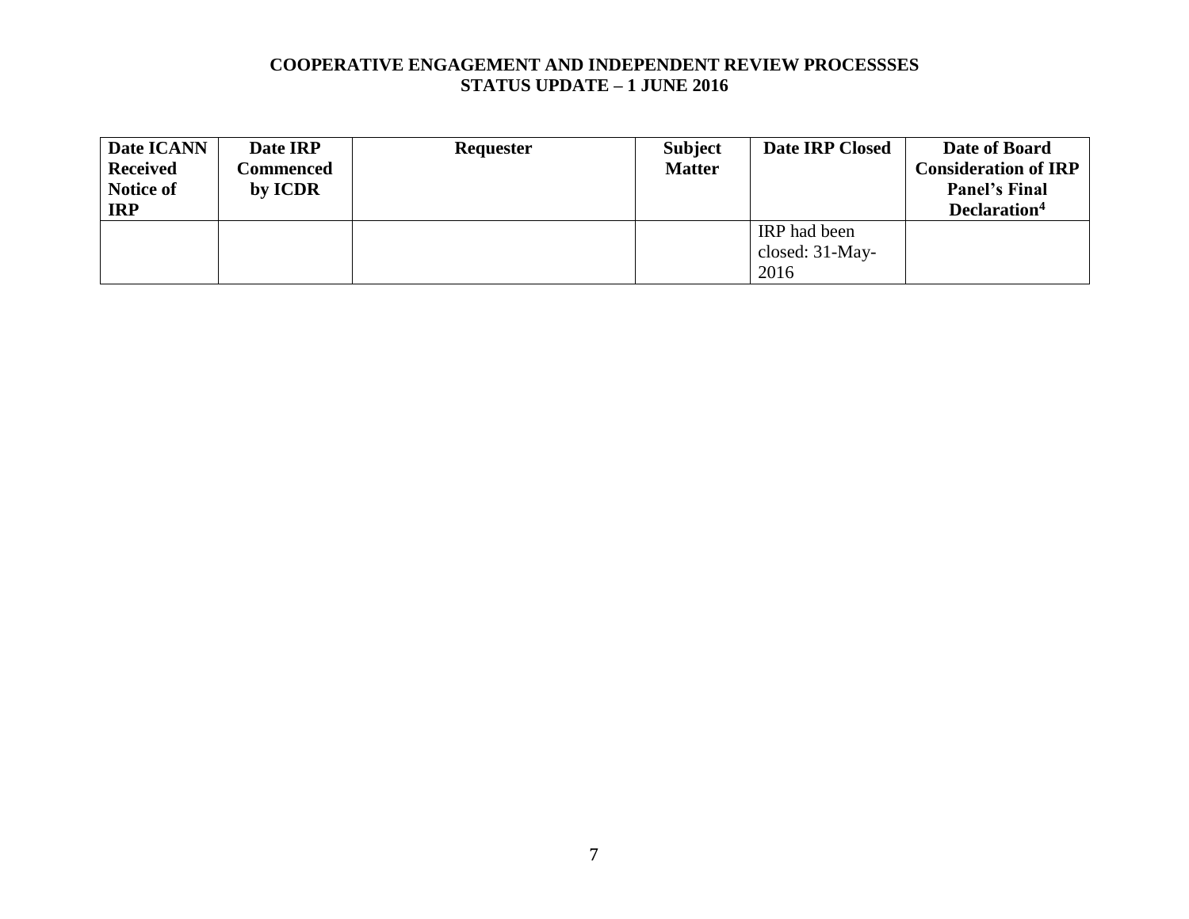**COOPERATIVE ENGAGEMENT AND INDEPENDENT REVIEW PROCESSSES**
**STATUS UPDATE – 1 JUNE 2016**

| Date ICANN Received Notice of IRP | Date IRP Commenced by ICDR | Requester | Subject Matter | Date IRP Closed | Date of Board Consideration of IRP Panel's Final Declaration[4] |
|---|---|---|---|---|---|
| | | | | IRP had been closed: 31-May-2016 | |